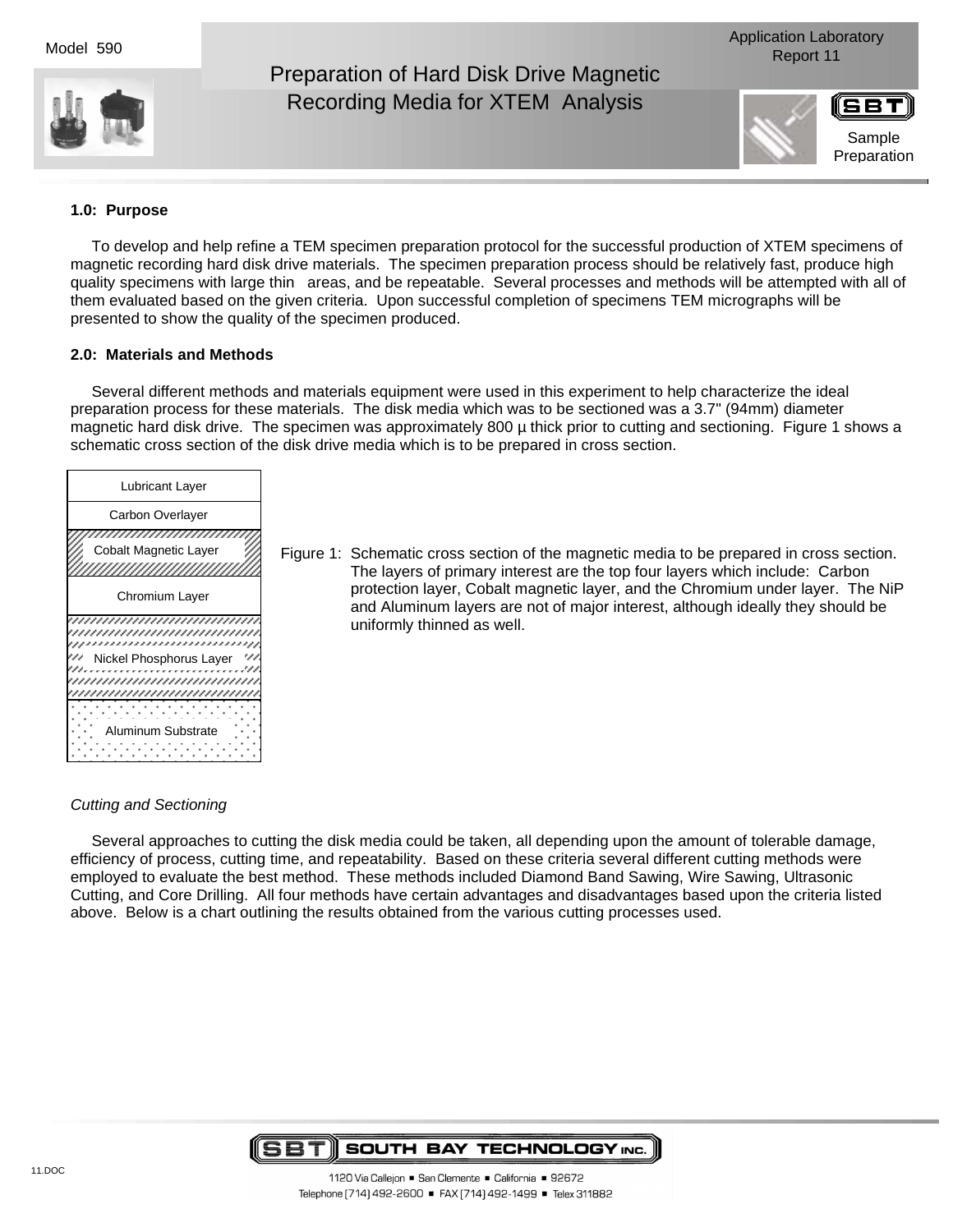Model 590

Application Laboratory Report 11

# Preparation of Hard Disk Drive Magnetic Recording Media for XTEM Analysis

Sample Preparation

## 1.0: Purpose

To develop and help refine a TEM specimen preparation protocol for the successful production of XTEM specimens of magnetic recording hard disk drive materials. The specimen preparation process should be relatively fast, produce high quality specimens with large thin areas, and be repeatable. Several processes and methods will be attempted with all of them evaluated based on the given criteria. Upon successful completion of specimens TEM micrographs will be presented to show the quality of the specimen produced.

## 2.0: Materials and Methods

Several different methods and materials equipment were used in this experiment to help characterize the ideal preparation process for these materials. The disk media which was to be sectioned was a 3.7" (94mm) diameter magnetic hard disk drive. The specimen was approximately 800 µ thick prior to cutting and sectioning. Figure 1 shows a schematic cross section of the disk drive media which is to be prepared in cross section.

Lubricant Layer
Carbon Overlayer
Cobalt Magnetic Layer
Chromium Layer
Nickel Phosphorus Layer
Aluminum Substrate

Figure 1: Schematic cross section of the magnetic media to be prepared in cross section. The layers of primary interest are the top four layers which include: Carbon protection layer, Cobalt magnetic layer, and the Chromium under layer. The NiP and Aluminum layers are not of major interest, although ideally they should be uniformly thinned as well.

*Cutting and Sectioning*

Several approaches to cutting the disk media could be taken, all depending upon the amount of tolerable damage, efficiency of process, cutting time, and repeatability. Based on these criteria several different cutting methods were employed to evaluate the best method. These methods included Diamond Band Sawing, Wire Sawing, Ultrasonic Cutting, and Core Drilling. All four methods have certain advantages and disadvantages based upon the criteria listed above. Below is a chart outlining the results obtained from the various cutting processes used.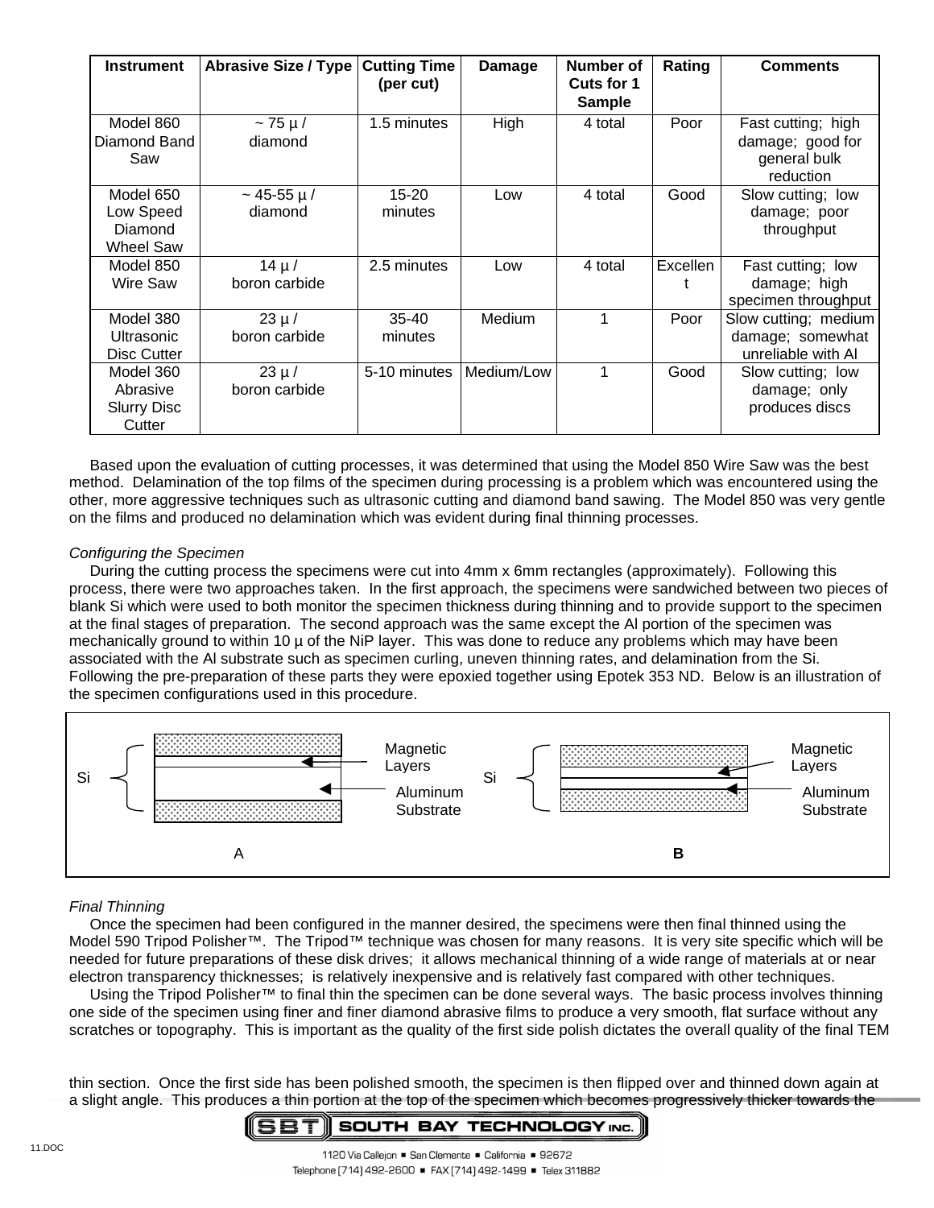| Instrument | Abrasive Size / Type | Cutting Time (per cut) | Damage | Number of Cuts for 1 Sample | Rating | Comments |
|---|---|---|---|---|---|---|
| Model 860 Diamond Band Saw | ~ 75 µ / diamond | 1.5 minutes | High | 4 total | Poor | Fast cutting; high damage; good for general bulk reduction |
| Model 650 Low Speed Diamond Wheel Saw | ~ 45-55 µ / diamond | 15-20 minutes | Low | 4 total | Good | Slow cutting; low damage; poor throughput |
| Model 850 Wire Saw | 14 µ / boron carbide | 2.5 minutes | Low | 4 total | Excellent | Fast cutting; low damage; high specimen throughput |
| Model 380 Ultrasonic Disc Cutter | 23 µ / boron carbide | 35-40 minutes | Medium | 1 | Poor | Slow cutting; medium damage; somewhat unreliable with Al |
| Model 360 Abrasive Slurry Disc Cutter | 23 µ / boron carbide | 5-10 minutes | Medium/Low | 1 | Good | Slow cutting; low damage; only produces discs |

Based upon the evaluation of cutting processes, it was determined that using the Model 850 Wire Saw was the best method. Delamination of the top films of the specimen during processing is a problem which was encountered using the other, more aggressive techniques such as ultrasonic cutting and diamond band sawing. The Model 850 was very gentle on the films and produced no delamination which was evident during final thinning processes.

*Configuring the Specimen*

During the cutting process the specimens were cut into 4mm x 6mm rectangles (approximately). Following this process, there were two approaches taken. In the first approach, the specimens were sandwiched between two pieces of blank Si which were used to both monitor the specimen thickness during thinning and to provide support to the specimen at the final stages of preparation. The second approach was the same except the Al portion of the specimen was mechanically ground to within 10 µ of the NiP layer. This was done to reduce any problems which may have been associated with the Al substrate such as specimen curling, uneven thinning rates, and delamination from the Si. Following the pre-preparation of these parts they were epoxied together using Epotek 353 ND. Below is an illustration of the specimen configurations used in this procedure.

Si
Magnetic Layers
Aluminum Substrate
A

Si
Magnetic Layers
Aluminum Substrate
B

*Final Thinning*

Once the specimen had been configured in the manner desired, the specimens were then final thinned using the Model 590 Tripod Polisher™. The Tripod™ technique was chosen for many reasons. It is very site specific which will be needed for future preparations of these disk drives; it allows mechanical thinning of a wide range of materials at or near electron transparency thicknesses; is relatively inexpensive and is relatively fast compared with other techniques.

Using the Tripod Polisher™ to final thin the specimen can be done several ways. The basic process involves thinning one side of the specimen using finer and finer diamond abrasive films to produce a very smooth, flat surface without any scratches or topography. This is important as the quality of the first side polish dictates the overall quality of the final TEM thin section. Once the first side has been polished smooth, the specimen is then flipped over and thinned down again at a slight angle. This produces a thin portion at the top of the specimen which becomes progressively thicker towards the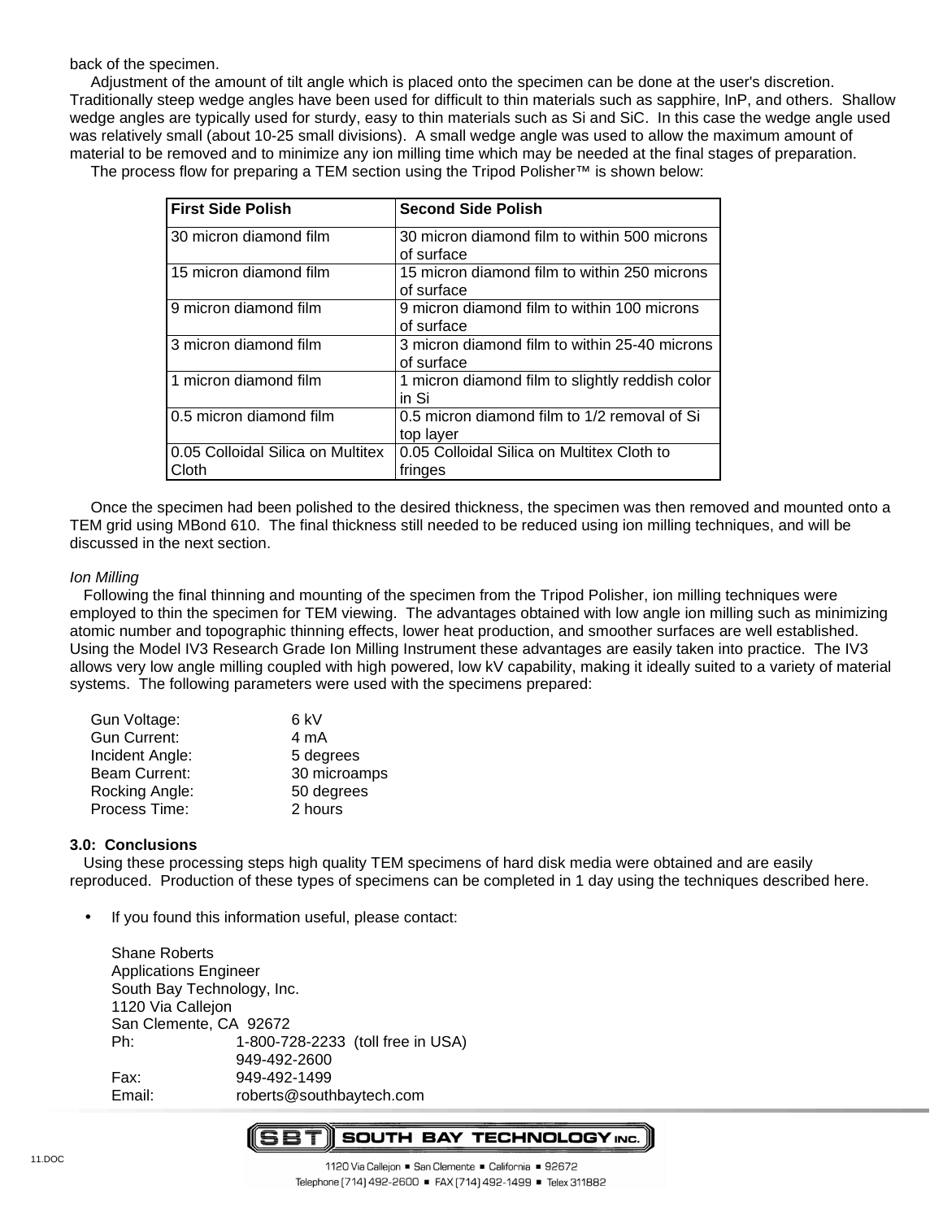back of the specimen.

Adjustment of the amount of tilt angle which is placed onto the specimen can be done at the user's discretion. Traditionally steep wedge angles have been used for difficult to thin materials such as sapphire, InP, and others. Shallow wedge angles are typically used for sturdy, easy to thin materials such as Si and SiC. In this case the wedge angle used was relatively small (about 10-25 small divisions). A small wedge angle was used to allow the maximum amount of material to be removed and to minimize any ion milling time which may be needed at the final stages of preparation.

The process flow for preparing a TEM section using the Tripod Polisher™ is shown below:

| **First Side Polish** | **Second Side Polish** |
|---|---|
| 30 micron diamond film | 30 micron diamond film to within 500 microns of surface |
| 15 micron diamond film | 15 micron diamond film to within 250 microns of surface |
| 9 micron diamond film | 9 micron diamond film to within 100 microns of surface |
| 3 micron diamond film | 3 micron diamond film to within 25-40 microns of surface |
| 1 micron diamond film | 1 micron diamond film to slightly reddish color in Si |
| 0.5 micron diamond film | 0.5 micron diamond film to 1/2 removal of Si top layer |
| 0.05 Colloidal Silica on Multitex Cloth | 0.05 Colloidal Silica on Multitex Cloth to fringes |

Once the specimen had been polished to the desired thickness, the specimen was then removed and mounted onto a TEM grid using MBond 610. The final thickness still needed to be reduced using ion milling techniques, and will be discussed in the next section.

*Ion Milling*

Following the final thinning and mounting of the specimen from the Tripod Polisher, ion milling techniques were employed to thin the specimen for TEM viewing. The advantages obtained with low angle ion milling such as minimizing atomic number and topographic thinning effects, lower heat production, and smoother surfaces are well established. Using the Model IV3 Research Grade Ion Milling Instrument these advantages are easily taken into practice. The IV3 allows very low angle milling coupled with high powered, low kV capability, making it ideally suited to a variety of material systems. The following parameters were used with the specimens prepared:

Gun Voltage: 6 kV
Gun Current: 4 mA
Incident Angle: 5 degrees
Beam Current: 30 microamps
Rocking Angle: 50 degrees
Process Time: 2 hours

**3.0: Conclusions**

Using these processing steps high quality TEM specimens of hard disk media were obtained and are easily reproduced. Production of these types of specimens can be completed in 1 day using the techniques described here.

- If you found this information useful, please contact:

Shane Roberts
Applications Engineer
South Bay Technology, Inc.
1120 Via Callejon
San Clemente, CA 92672
Ph: 1-800-728-2233 (toll free in USA)
949-492-2600
Fax: 949-492-1499
Email: roberts@southbaytech.com